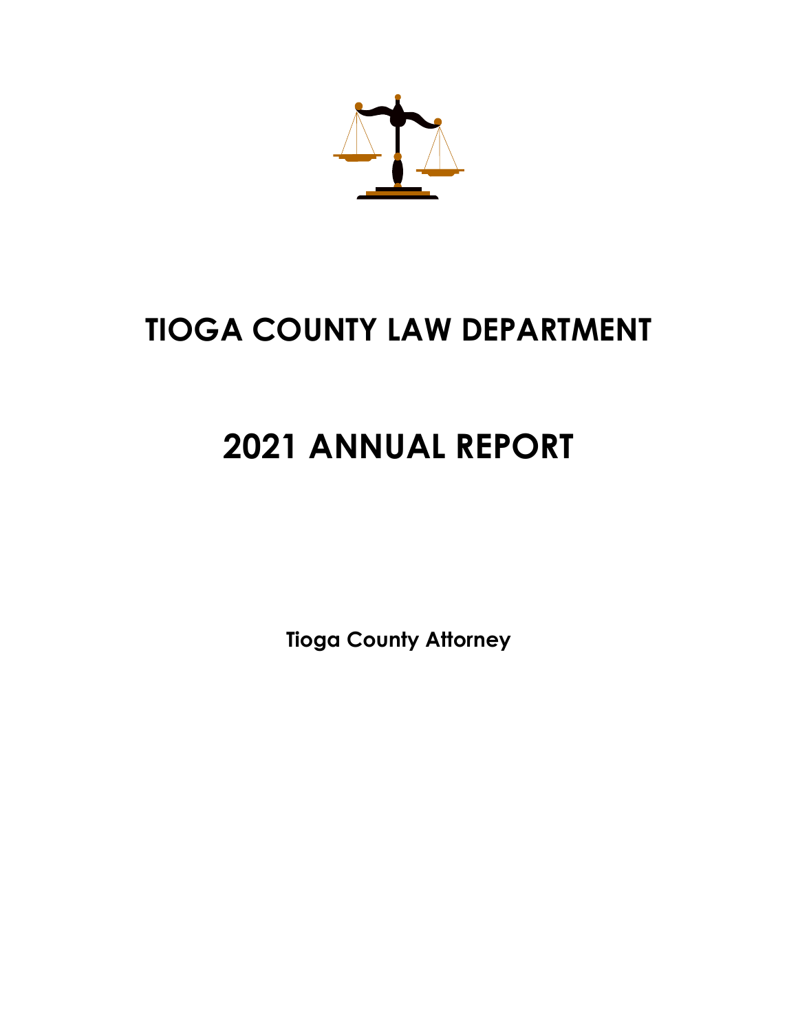# TIOGA COUNTY LAW DEPARTMENT

# 2021 ANNUAL REPORT

**Tioga County Attorney**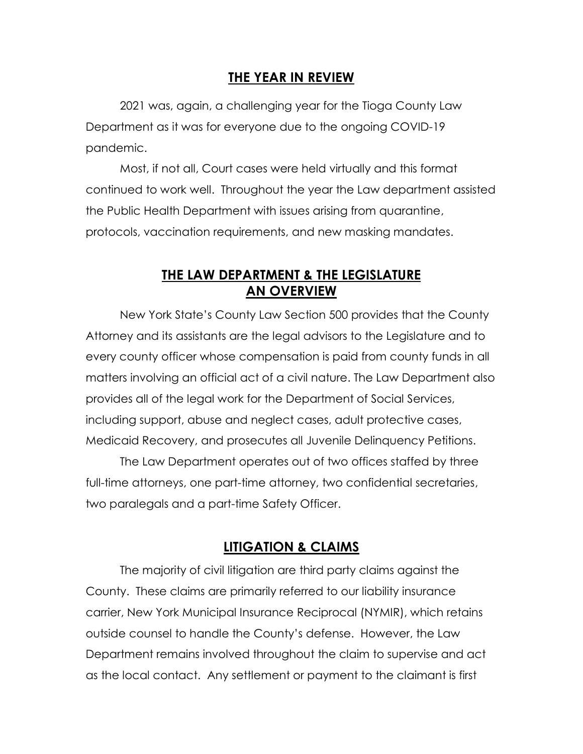## THE YEAR IN REVIEW

2021 was, again, a challenging year for the Tioga County Law Department as it was for everyone due to the ongoing COVID-19 pandemic.

Most, if not all, Court cases were held virtually and this format continued to work well. Throughout the year the Law department assisted the Public Health Department with issues arising from quarantine, protocols, vaccination requirements, and new masking mandates.

## THE LAW DEPARTMENT & THE LEGISLATURE AN OVERVIEW

New York State's County Law Section 500 provides that the County Attorney and its assistants are the legal advisors to the Legislature and to every county officer whose compensation is paid from county funds in all matters involving an official act of a civil nature. The Law Department also provides all of the legal work for the Department of Social Services, including support, abuse and neglect cases, adult protective cases, Medicaid Recovery, and prosecutes all Juvenile Delinquency Petitions.

The Law Department operates out of two offices staffed by three full-time attorneys, one part-time attorney, two confidential secretaries, two paralegals and a part-time Safety Officer.

## LITIGATION & CLAIMS

The majority of civil litigation are third party claims against the County. These claims are primarily referred to our liability insurance carrier, New York Municipal Insurance Reciprocal (NYMIR), which retains outside counsel to handle the County's defense. However, the Law Department remains involved throughout the claim to supervise and act as the local contact. Any settlement or payment to the claimant is first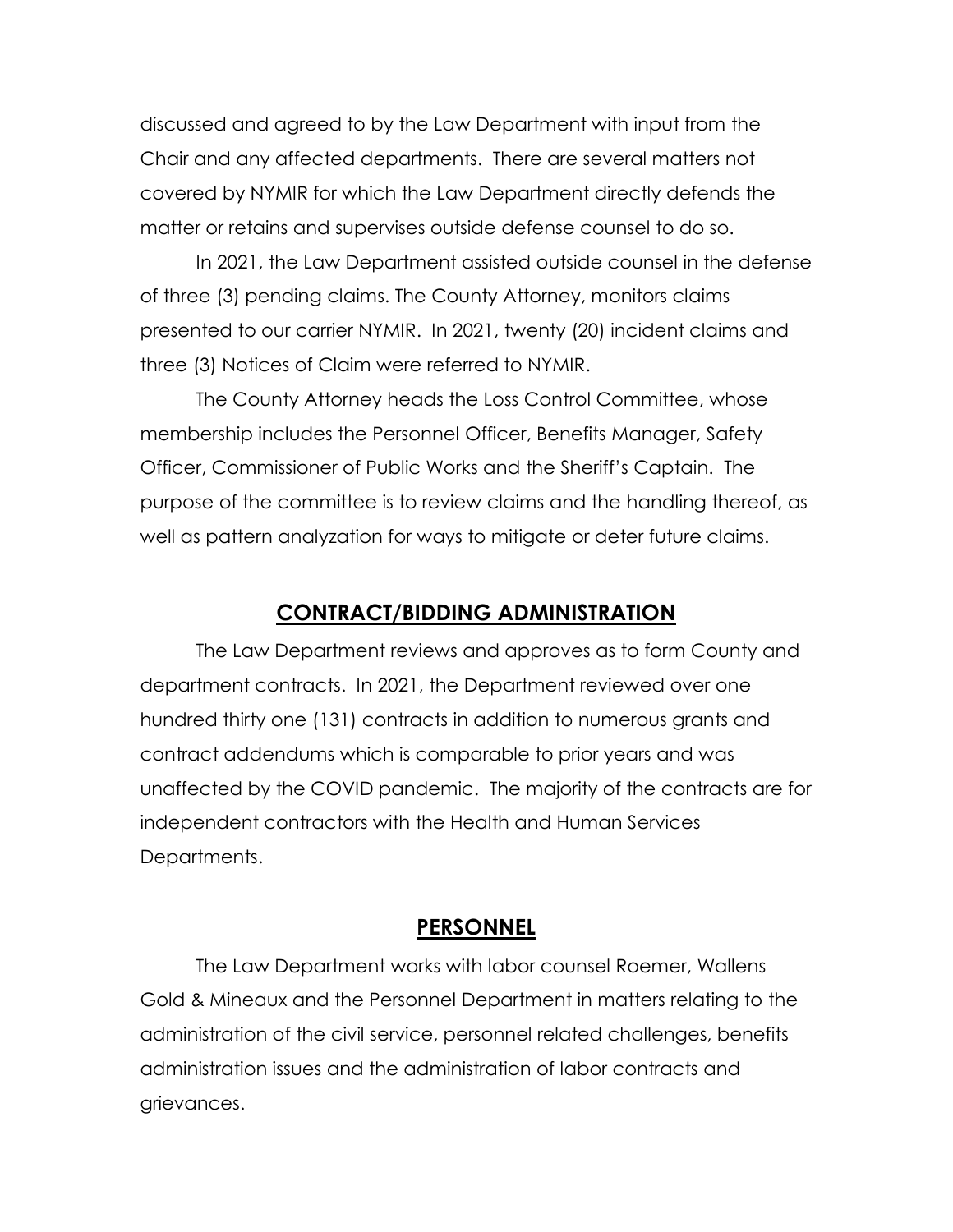discussed and agreed to by the Law Department with input from the Chair and any affected departments. There are several matters not covered by NYMIR for which the Law Department directly defends the matter or retains and supervises outside defense counsel to do so.

In 2021, the Law Department assisted outside counsel in the defense of three (3) pending claims. The County Attorney, monitors claims presented to our carrier NYMIR. In 2021, twenty (20) incident claims and three (3) Notices of Claim were referred to NYMIR.

The County Attorney heads the Loss Control Committee, whose membership includes the Personnel Officer, Benefits Manager, Safety Officer, Commissioner of Public Works and the Sheriff's Captain. The purpose of the committee is to review claims and the handling thereof, as well as pattern analyzation for ways to mitigate or deter future claims.

## CONTRACT/BIDDING ADMINISTRATION

The Law Department reviews and approves as to form County and department contracts. In 2021, the Department reviewed over one hundred thirty one (131) contracts in addition to numerous grants and contract addendums which is comparable to prior years and was unaffected by the COVID pandemic. The majority of the contracts are for independent contractors with the Health and Human Services Departments.

## PERSONNEL

The Law Department works with labor counsel Roemer, Wallens Gold & Mineaux and the Personnel Department in matters relating to the administration of the civil service, personnel related challenges, benefits administration issues and the administration of labor contracts and grievances.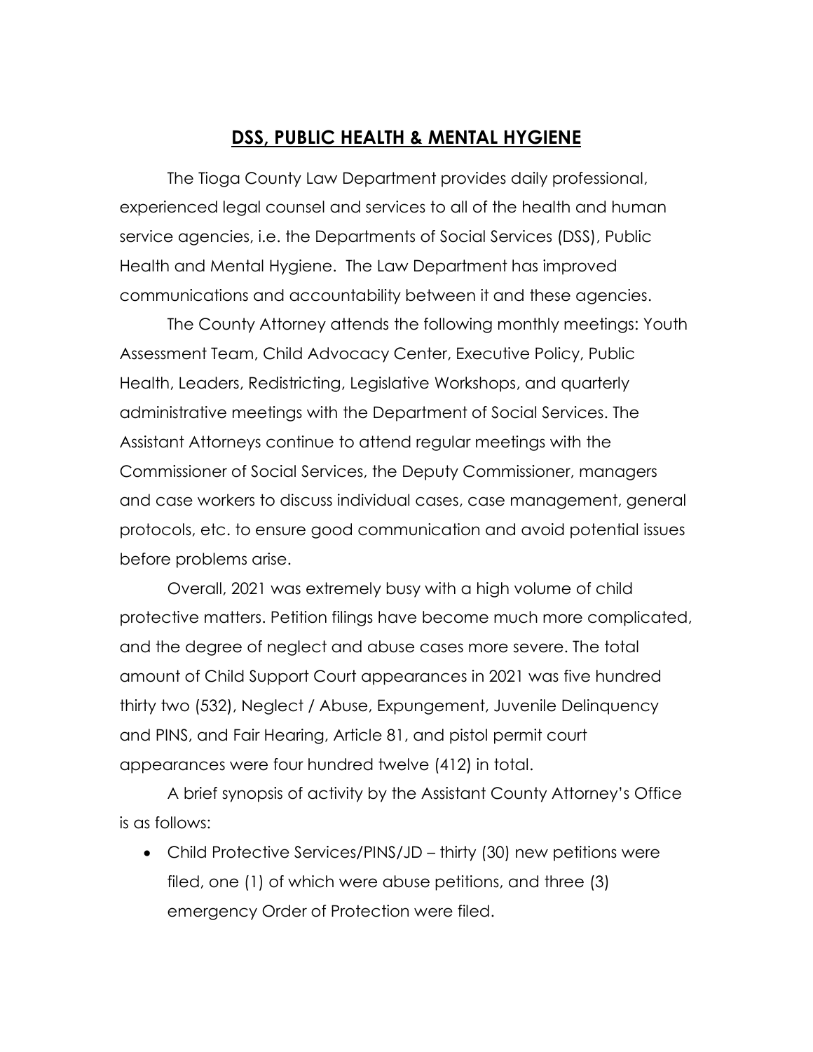## **DSS, PUBLIC HEALTH & MENTAL HYGIENE**

The Tioga County Law Department provides daily professional, experienced legal counsel and services to all of the health and human service agencies, i.e. the Departments of Social Services (DSS), Public Health and Mental Hygiene. The Law Department has improved communications and accountability between it and these agencies.

The County Attorney attends the following monthly meetings: Youth Assessment Team, Child Advocacy Center, Executive Policy, Public Health, Leaders, Redistricting, Legislative Workshops, and quarterly administrative meetings with the Department of Social Services. The Assistant Attorneys continue to attend regular meetings with the Commissioner of Social Services, the Deputy Commissioner, managers and case workers to discuss individual cases, case management, general protocols, etc. to ensure good communication and avoid potential issues before problems arise.

Overall, 2021 was extremely busy with a high volume of child protective matters. Petition filings have become much more complicated, and the degree of neglect and abuse cases more severe. The total amount of Child Support Court appearances in 2021 was five hundred thirty two (532), Neglect / Abuse, Expungement, Juvenile Delinquency and PINS, and Fair Hearing, Article 81, and pistol permit court appearances were four hundred twelve (412) in total.

A brief synopsis of activity by the Assistant County Attorney's Office is as follows:

- Child Protective Services/PINS/JD – thirty (30) new petitions were filed, one (1) of which were abuse petitions, and three (3) emergency Order of Protection were filed.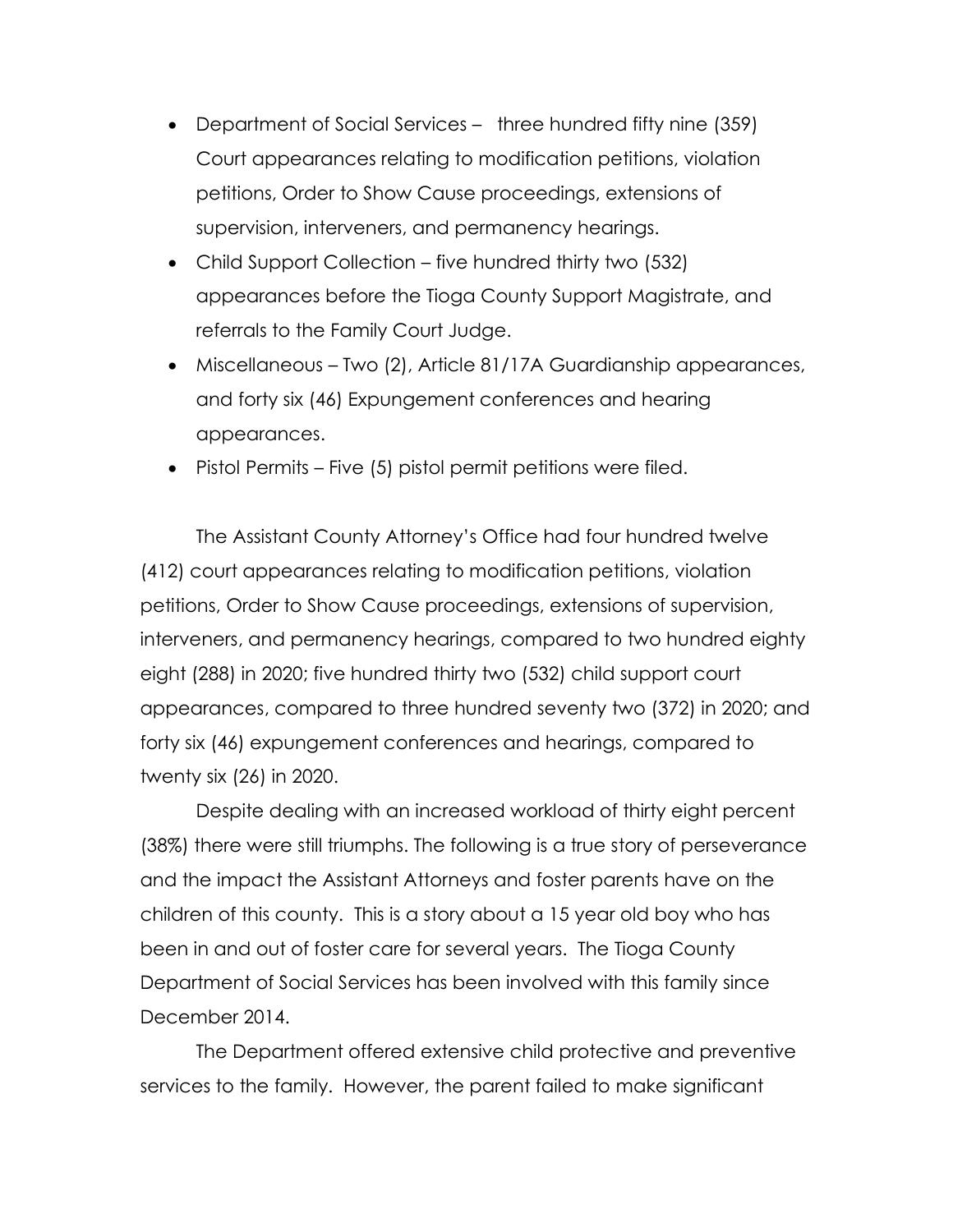- Department of Social Services – three hundred fifty nine (359) Court appearances relating to modification petitions, violation petitions, Order to Show Cause proceedings, extensions of supervision, interveners, and permanency hearings.
- Child Support Collection – five hundred thirty two (532) appearances before the Tioga County Support Magistrate, and referrals to the Family Court Judge.
- Miscellaneous – Two (2), Article 81/17A Guardianship appearances, and forty six (46) Expungement conferences and hearing appearances.
- Pistol Permits – Five (5) pistol permit petitions were filed.

The Assistant County Attorney's Office had four hundred twelve (412) court appearances relating to modification petitions, violation petitions, Order to Show Cause proceedings, extensions of supervision, interveners, and permanency hearings, compared to two hundred eighty eight (288) in 2020; five hundred thirty two (532) child support court appearances, compared to three hundred seventy two (372) in 2020; and forty six (46) expungement conferences and hearings, compared to twenty six (26) in 2020.

Despite dealing with an increased workload of thirty eight percent (38%) there were still triumphs. The following is a true story of perseverance and the impact the Assistant Attorneys and foster parents have on the children of this county. This is a story about a 15 year old boy who has been in and out of foster care for several years. The Tioga County Department of Social Services has been involved with this family since December 2014.

The Department offered extensive child protective and preventive services to the family. However, the parent failed to make significant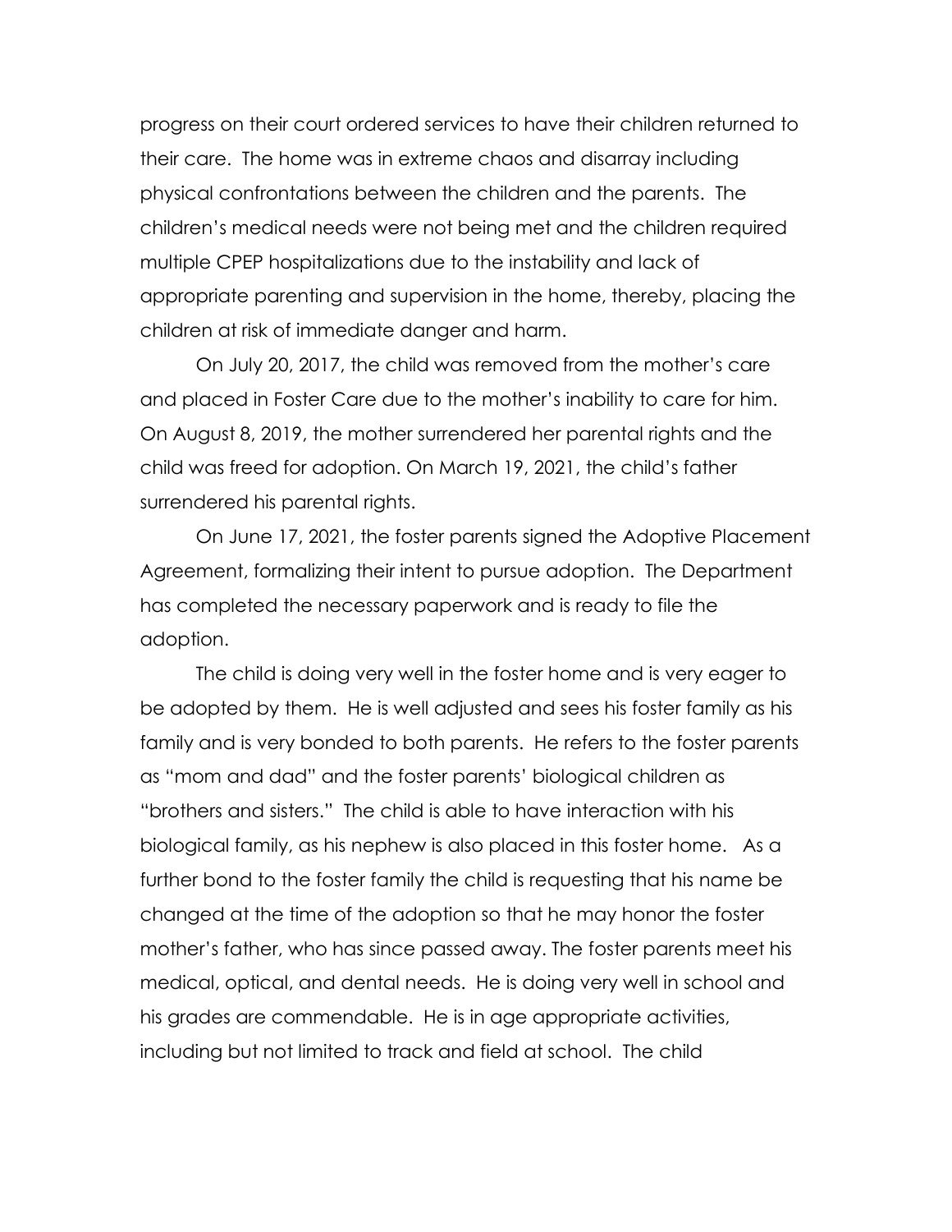progress on their court ordered services to have their children returned to their care. The home was in extreme chaos and disarray including physical confrontations between the children and the parents. The children's medical needs were not being met and the children required multiple CPEP hospitalizations due to the instability and lack of appropriate parenting and supervision in the home, thereby, placing the children at risk of immediate danger and harm.

On July 20, 2017, the child was removed from the mother's care and placed in Foster Care due to the mother's inability to care for him. On August 8, 2019, the mother surrendered her parental rights and the child was freed for adoption. On March 19, 2021, the child's father surrendered his parental rights.

On June 17, 2021, the foster parents signed the Adoptive Placement Agreement, formalizing their intent to pursue adoption. The Department has completed the necessary paperwork and is ready to file the adoption.

The child is doing very well in the foster home and is very eager to be adopted by them. He is well adjusted and sees his foster family as his family and is very bonded to both parents. He refers to the foster parents as "mom and dad" and the foster parents' biological children as "brothers and sisters." The child is able to have interaction with his biological family, as his nephew is also placed in this foster home. As a further bond to the foster family the child is requesting that his name be changed at the time of the adoption so that he may honor the foster mother's father, who has since passed away. The foster parents meet his medical, optical, and dental needs. He is doing very well in school and his grades are commendable. He is in age appropriate activities, including but not limited to track and field at school. The child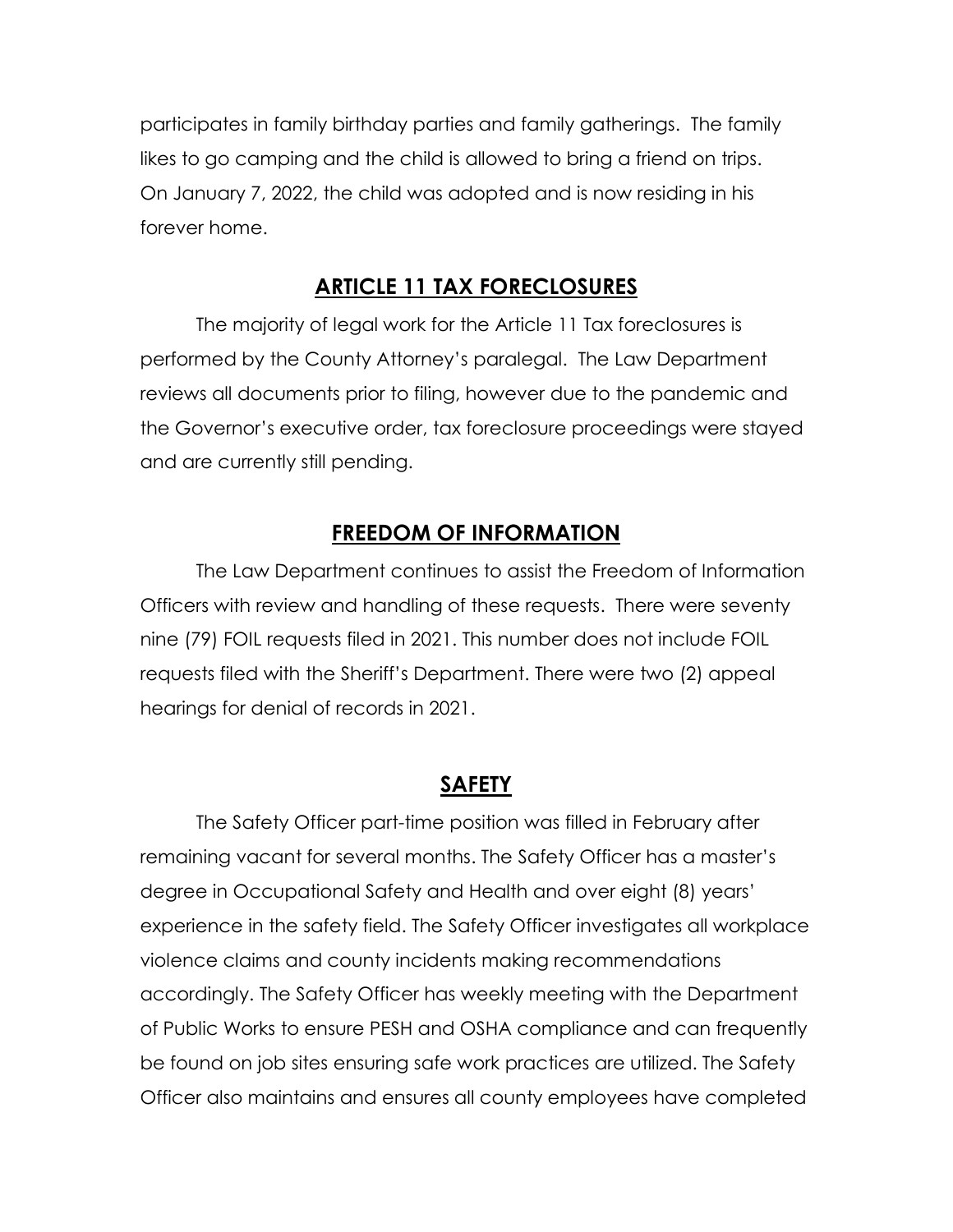participates in family birthday parties and family gatherings. The family likes to go camping and the child is allowed to bring a friend on trips. On January 7, 2022, the child was adopted and is now residing in his forever home.

## ARTICLE 11 TAX FORECLOSURES

The majority of legal work for the Article 11 Tax foreclosures is performed by the County Attorney's paralegal. The Law Department reviews all documents prior to filing, however due to the pandemic and the Governor's executive order, tax foreclosure proceedings were stayed and are currently still pending.

## FREEDOM OF INFORMATION

The Law Department continues to assist the Freedom of Information Officers with review and handling of these requests. There were seventy nine (79) FOIL requests filed in 2021. This number does not include FOIL requests filed with the Sheriff's Department. There were two (2) appeal hearings for denial of records in 2021.

## SAFETY

The Safety Officer part-time position was filled in February after remaining vacant for several months. The Safety Officer has a master's degree in Occupational Safety and Health and over eight (8) years' experience in the safety field. The Safety Officer investigates all workplace violence claims and county incidents making recommendations accordingly. The Safety Officer has weekly meeting with the Department of Public Works to ensure PESH and OSHA compliance and can frequently be found on job sites ensuring safe work practices are utilized. The Safety Officer also maintains and ensures all county employees have completed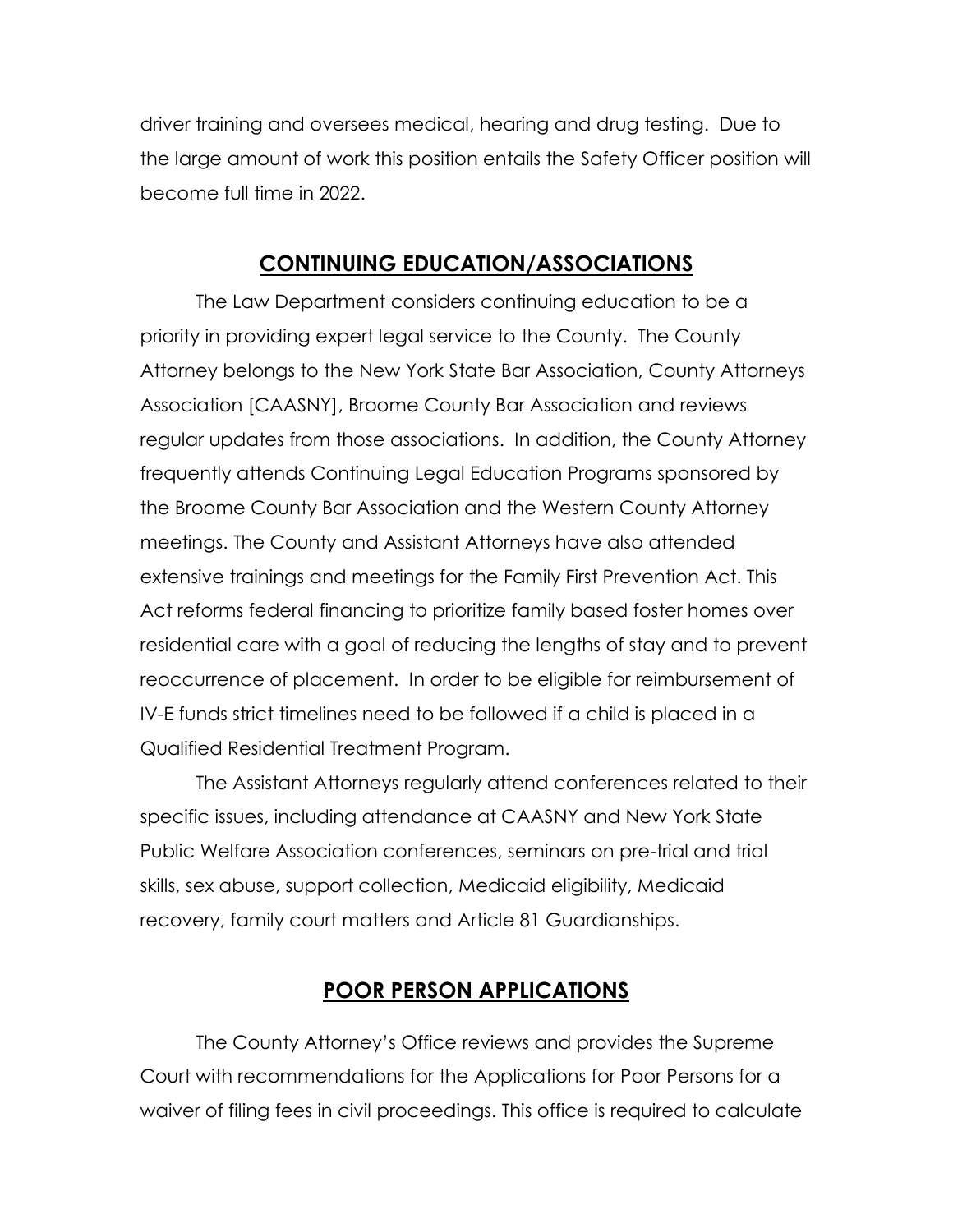driver training and oversees medical, hearing and drug testing. Due to the large amount of work this position entails the Safety Officer position will become full time in 2022.

## CONTINUING EDUCATION/ASSOCIATIONS

The Law Department considers continuing education to be a priority in providing expert legal service to the County. The County Attorney belongs to the New York State Bar Association, County Attorneys Association [CAASNY], Broome County Bar Association and reviews regular updates from those associations. In addition, the County Attorney frequently attends Continuing Legal Education Programs sponsored by the Broome County Bar Association and the Western County Attorney meetings. The County and Assistant Attorneys have also attended extensive trainings and meetings for the Family First Prevention Act. This Act reforms federal financing to prioritize family based foster homes over residential care with a goal of reducing the lengths of stay and to prevent reoccurrence of placement. In order to be eligible for reimbursement of IV-E funds strict timelines need to be followed if a child is placed in a Qualified Residential Treatment Program.

The Assistant Attorneys regularly attend conferences related to their specific issues, including attendance at CAASNY and New York State Public Welfare Association conferences, seminars on pre-trial and trial skills, sex abuse, support collection, Medicaid eligibility, Medicaid recovery, family court matters and Article 81 Guardianships.

## POOR PERSON APPLICATIONS

The County Attorney's Office reviews and provides the Supreme Court with recommendations for the Applications for Poor Persons for a waiver of filing fees in civil proceedings. This office is required to calculate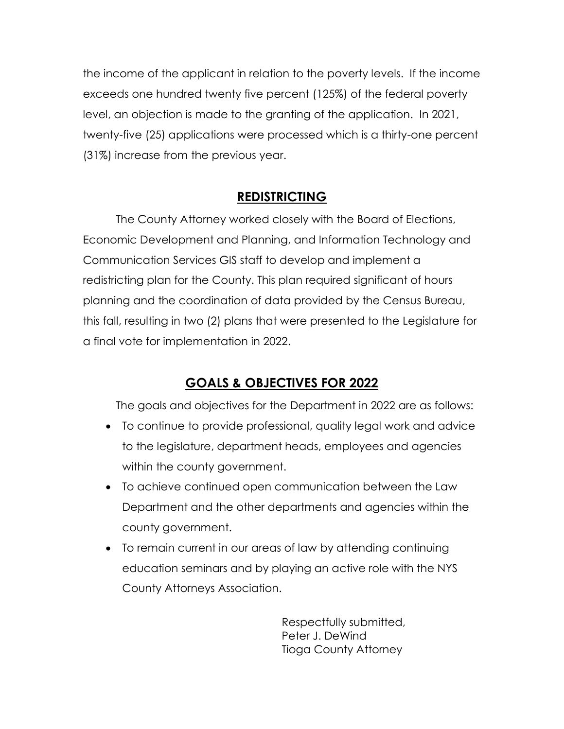the income of the applicant in relation to the poverty levels. If the income exceeds one hundred twenty five percent (125%) of the federal poverty level, an objection is made to the granting of the application. In 2021, twenty-five (25) applications were processed which is a thirty-one percent (31%) increase from the previous year.

## REDISTRICTING

The County Attorney worked closely with the Board of Elections, Economic Development and Planning, and Information Technology and Communication Services GIS staff to develop and implement a redistricting plan for the County. This plan required significant of hours planning and the coordination of data provided by the Census Bureau, this fall, resulting in two (2) plans that were presented to the Legislature for a final vote for implementation in 2022.

## GOALS & OBJECTIVES FOR 2022

The goals and objectives for the Department in 2022 are as follows:

- To continue to provide professional, quality legal work and advice to the legislature, department heads, employees and agencies within the county government.
- To achieve continued open communication between the Law Department and the other departments and agencies within the county government.
- To remain current in our areas of law by attending continuing education seminars and by playing an active role with the NYS County Attorneys Association.

Respectfully submitted,
Peter J. DeWind
Tioga County Attorney